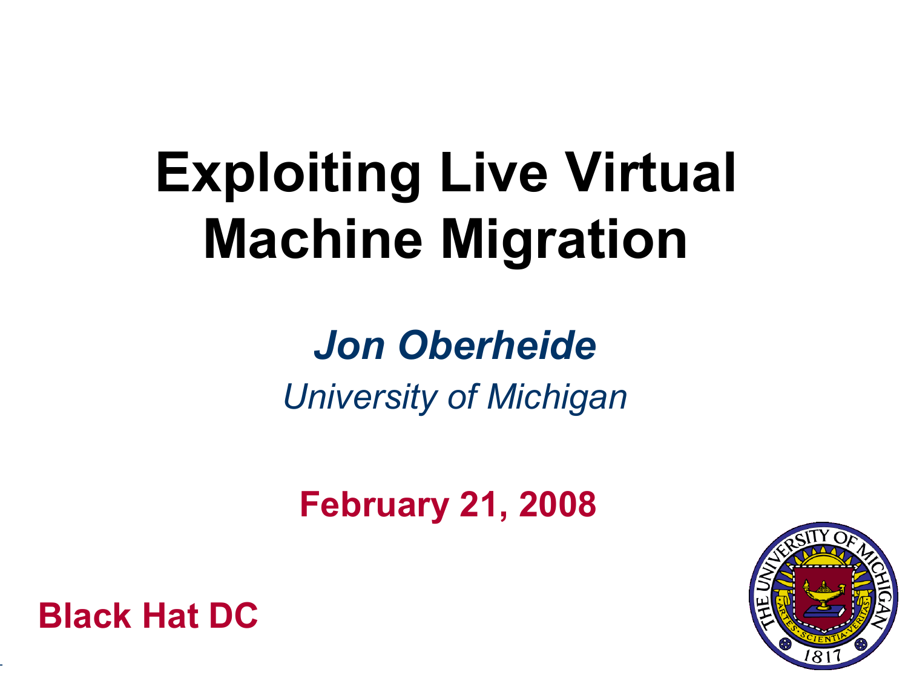# Exploiting Live Virtual Machine Migration

***Jon Oberheide***

*University of Michigan*

**February 21, 2008**

**Black Hat DC**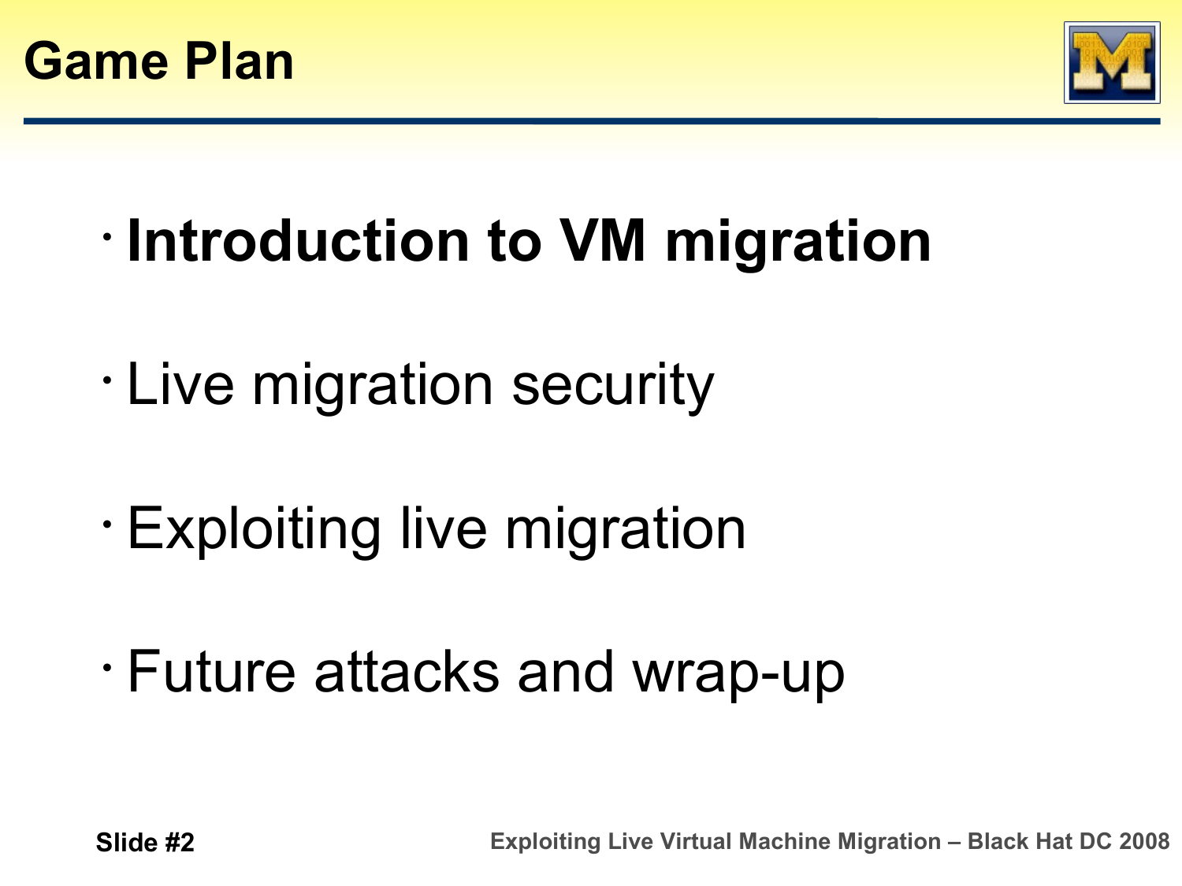# Game Plan

- **Introduction to VM migration**
- Live migration security
- Exploiting live migration
- Future attacks and wrap-up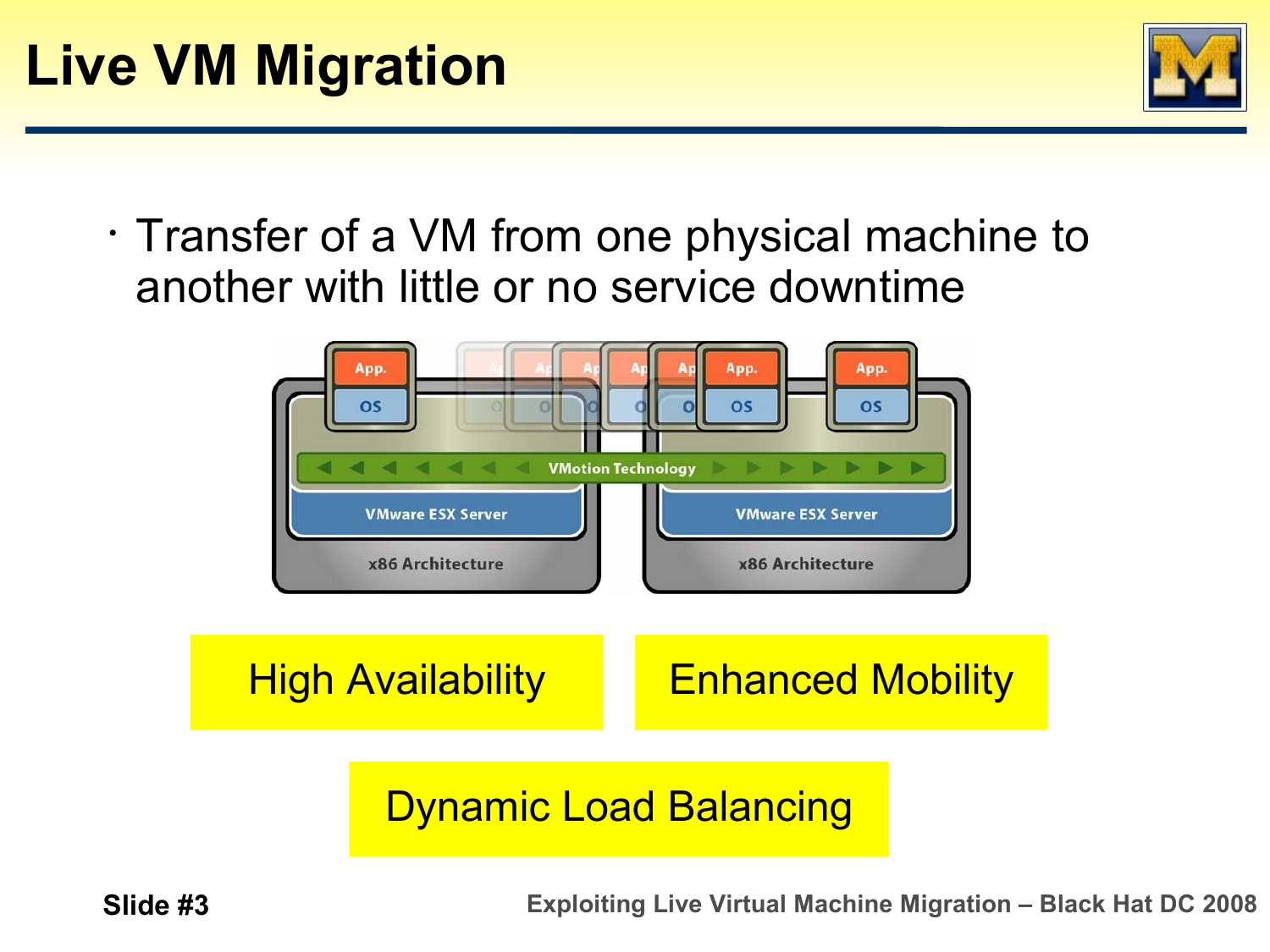# Live VM Migration

- Transfer of a VM from one physical machine to another with little or no service downtime

App. | OS | VMotion Technology | VMware ESX Server | x86 Architecture

High Availability

Enhanced Mobility

Dynamic Load Balancing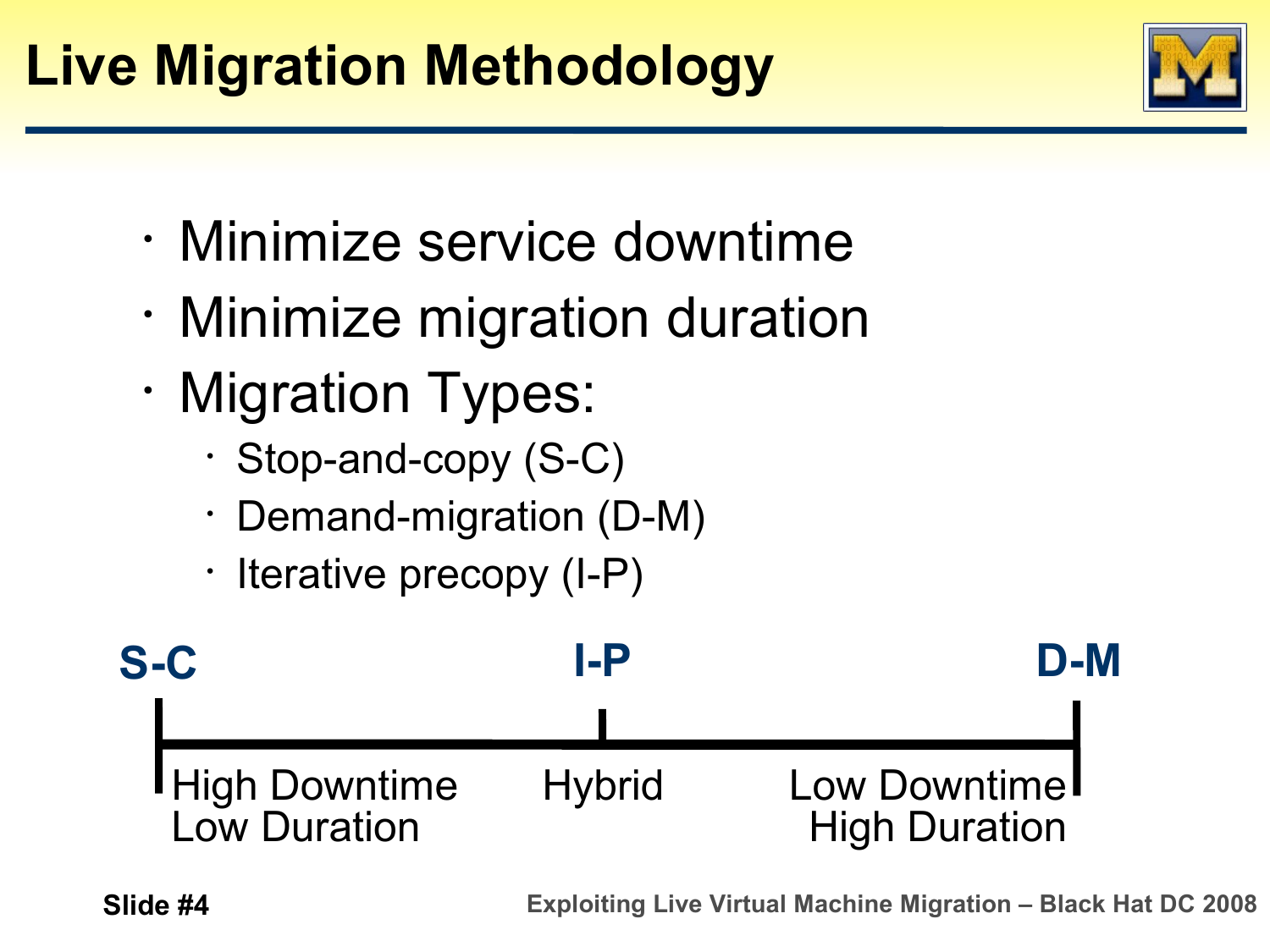# Live Migration Methodology

- Minimize service downtime
- Minimize migration duration
- Migration Types:
  - Stop-and-copy (S-C)
  - Demand-migration (D-M)
  - Iterative precopy (I-P)

| S-C | I-P | D-M |
|---|---|---|
| High Downtime<br>Low Duration | Hybrid | Low Downtime<br>High Duration |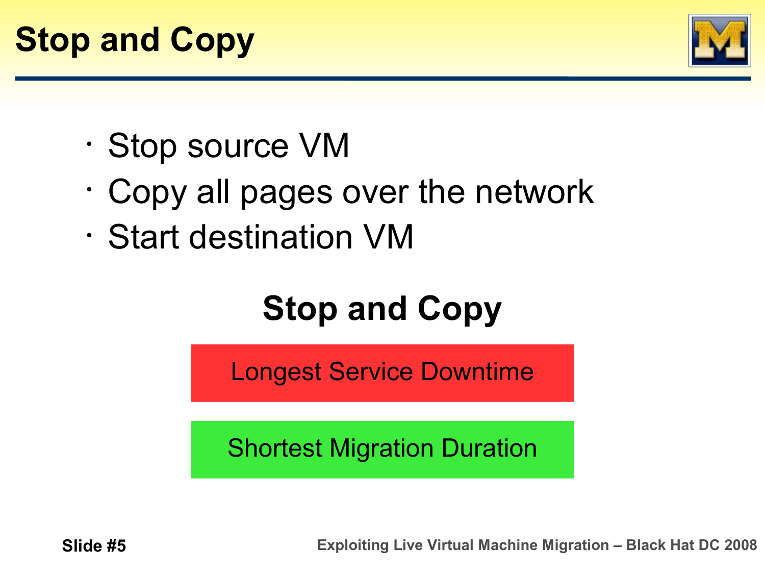# Stop and Copy

- Stop source VM
- Copy all pages over the network
- Start destination VM

## Stop and Copy

Longest Service Downtime

Shortest Migration Duration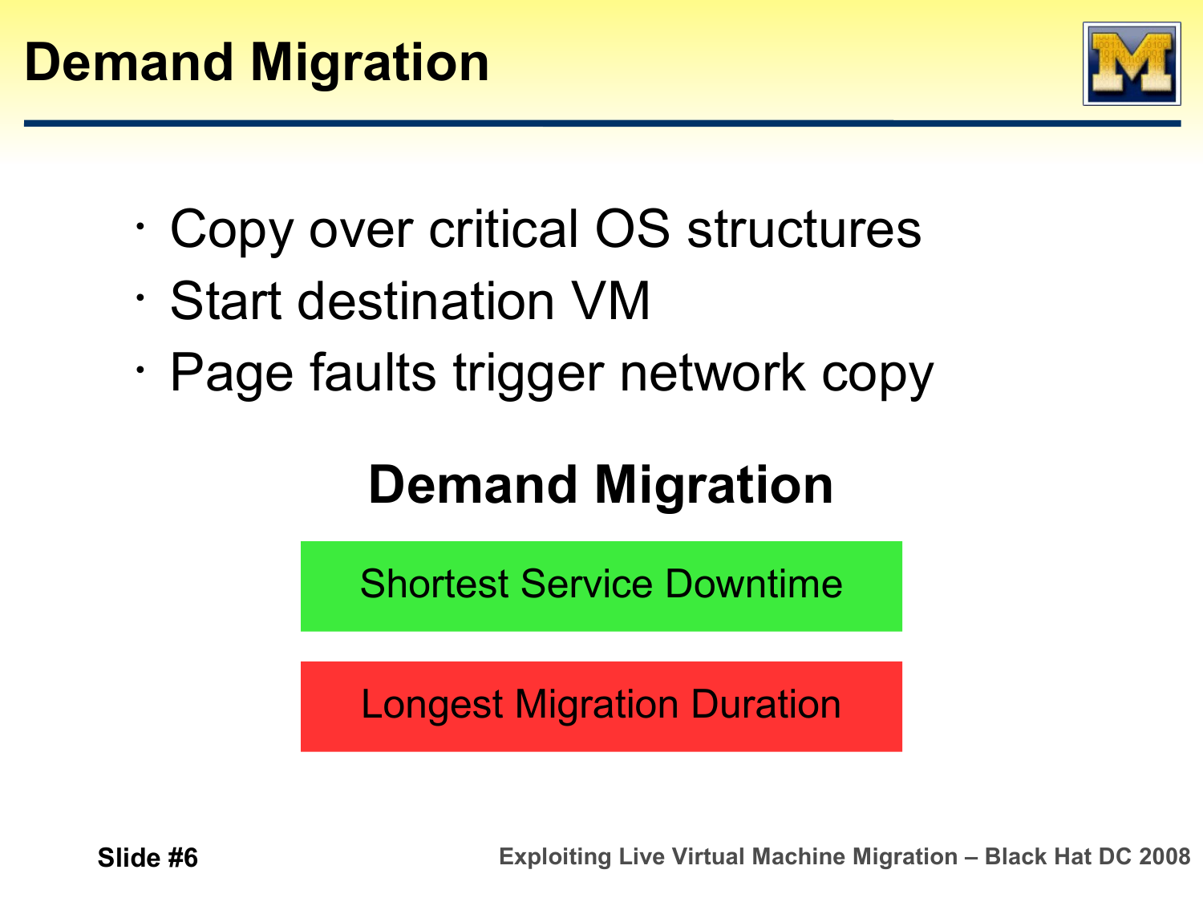# Demand Migration

- Copy over critical OS structures
- Start destination VM
- Page faults trigger network copy

## Demand Migration

Shortest Service Downtime

Longest Migration Duration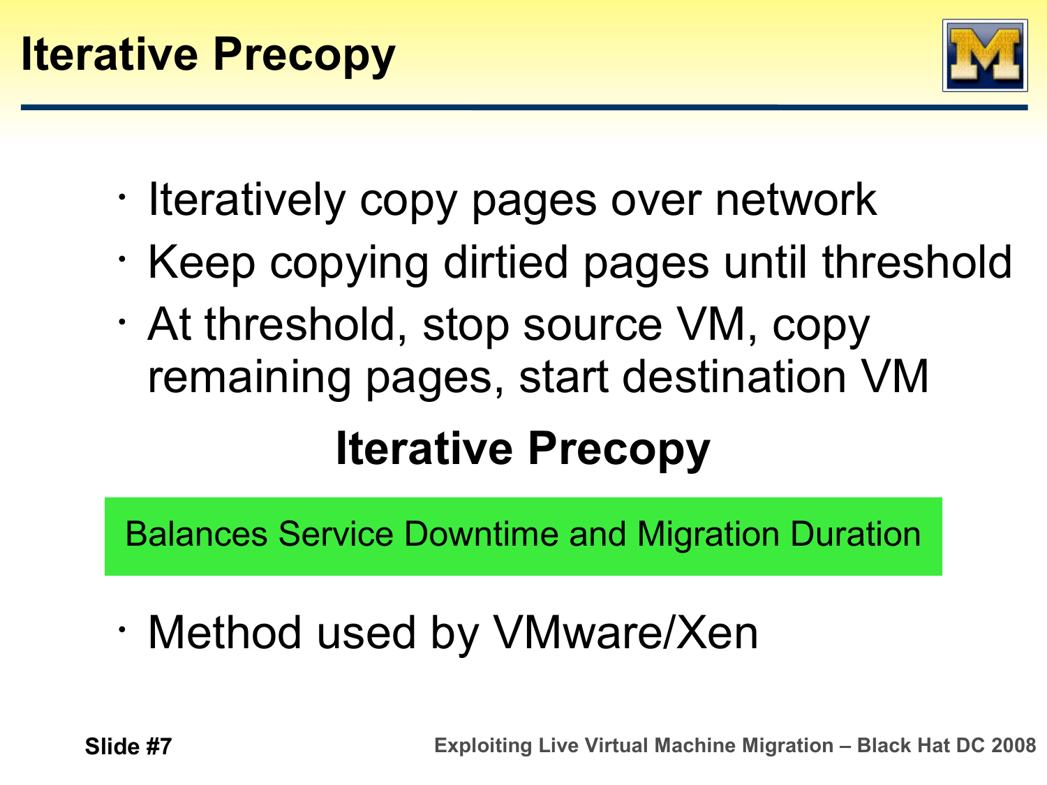# Iterative Precopy

- Iteratively copy pages over network
- Keep copying dirtied pages until threshold
- At threshold, stop source VM, copy remaining pages, start destination VM

**Iterative Precopy**

Balances Service Downtime and Migration Duration

- Method used by VMware/Xen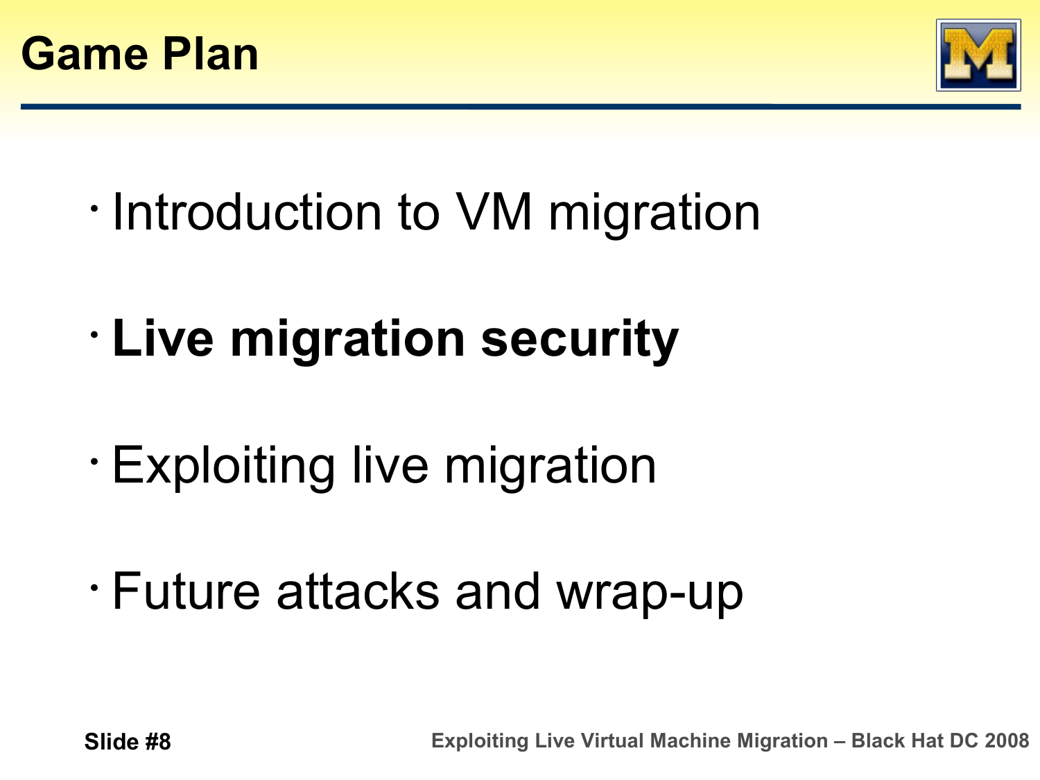# Game Plan

- Introduction to VM migration
- **Live migration security**
- Exploiting live migration
- Future attacks and wrap-up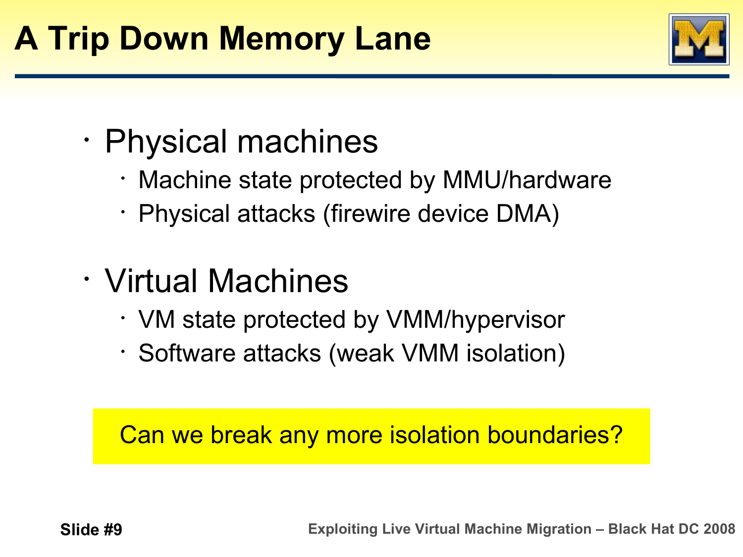# A Trip Down Memory Lane

- Physical machines
  - Machine state protected by MMU/hardware
  - Physical attacks (firewire device DMA)

- Virtual Machines
  - VM state protected by VMM/hypervisor
  - Software attacks (weak VMM isolation)

Can we break any more isolation boundaries?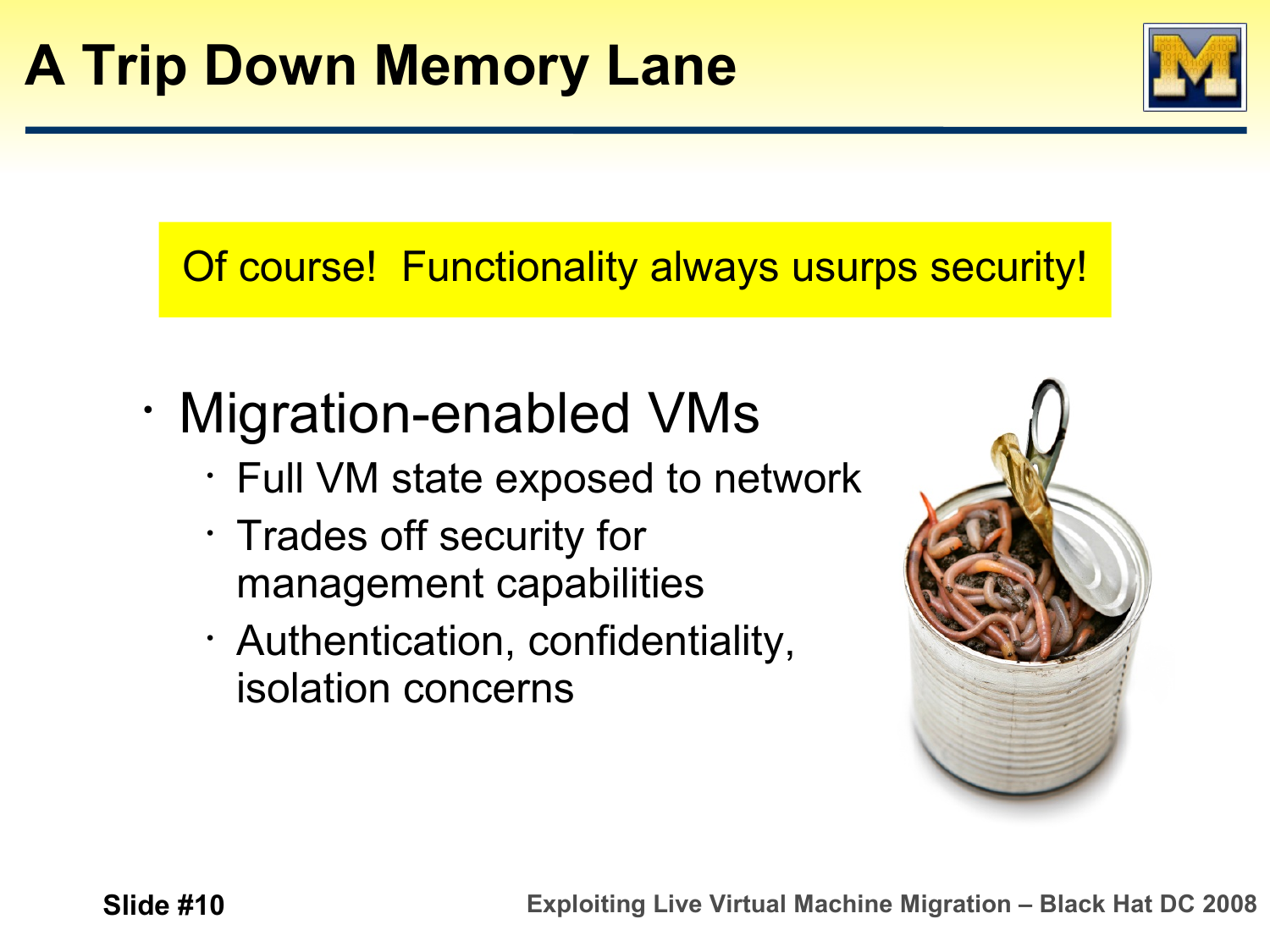# A Trip Down Memory Lane

Of course! Functionality always usurps security!

- Migration-enabled VMs
  - Full VM state exposed to network
  - Trades off security for management capabilities
  - Authentication, confidentiality, isolation concerns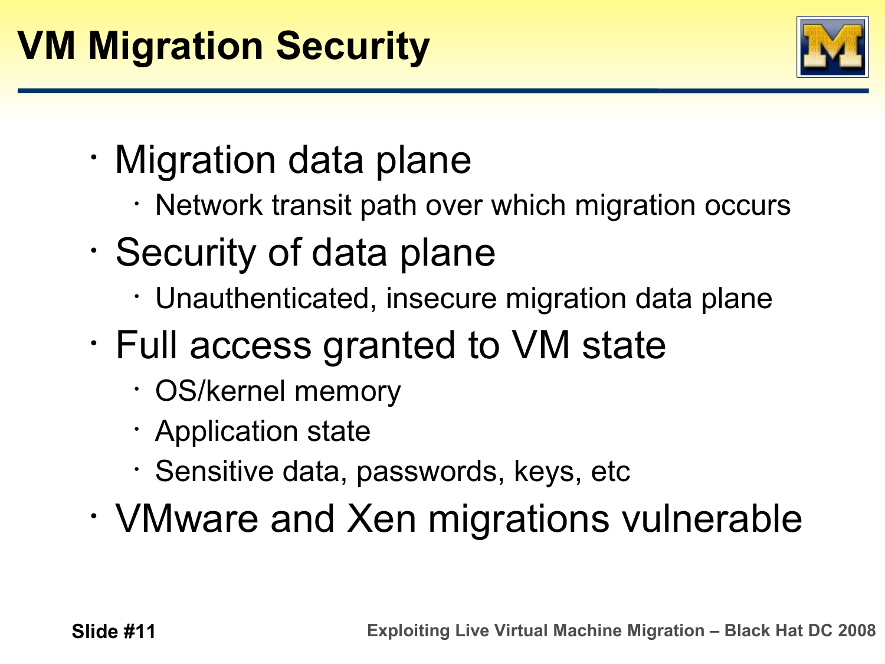# VM Migration Security

- Migration data plane
  - Network transit path over which migration occurs
- Security of data plane
  - Unauthenticated, insecure migration data plane
- Full access granted to VM state
  - OS/kernel memory
  - Application state
  - Sensitive data, passwords, keys, etc
- VMware and Xen migrations vulnerable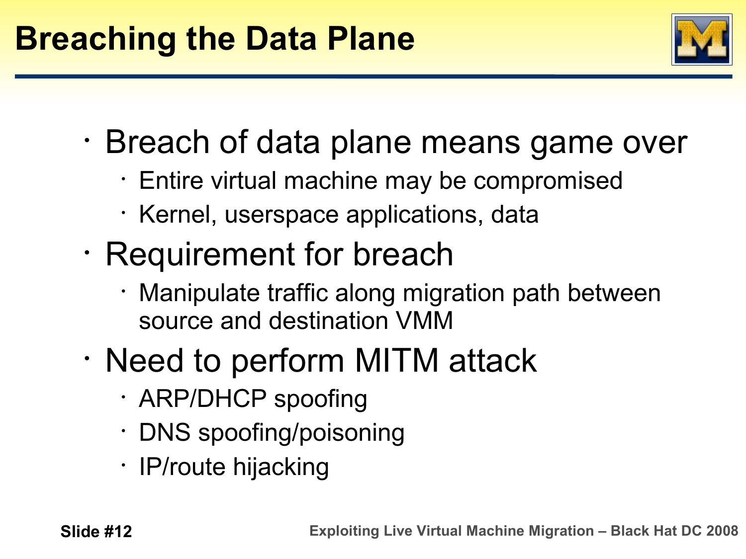# Breaching the Data Plane

- Breach of data plane means game over
  - Entire virtual machine may be compromised
  - Kernel, userspace applications, data
- Requirement for breach
  - Manipulate traffic along migration path between source and destination VMM
- Need to perform MITM attack
  - ARP/DHCP spoofing
  - DNS spoofing/poisoning
  - IP/route hijacking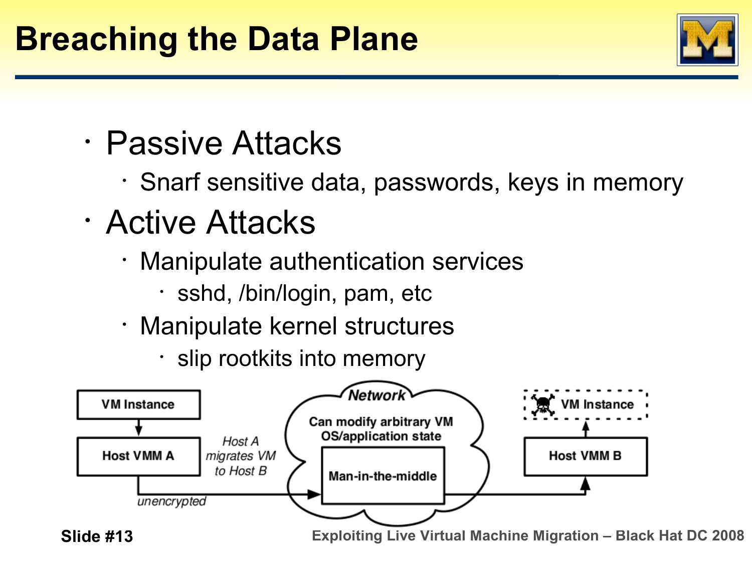# Breaching the Data Plane

- Passive Attacks
  - Snarf sensitive data, passwords, keys in memory
- Active Attacks
  - Manipulate authentication services
    - sshd, /bin/login, pam, etc
  - Manipulate kernel structures
    - slip rootkits into memory

VM Instance

Host VMM A

*Host A migrates VM to Host B*

*unencrypted*

**Network**

Can modify arbitrary VM OS/application state

Man-in-the-middle

VM Instance

Host VMM B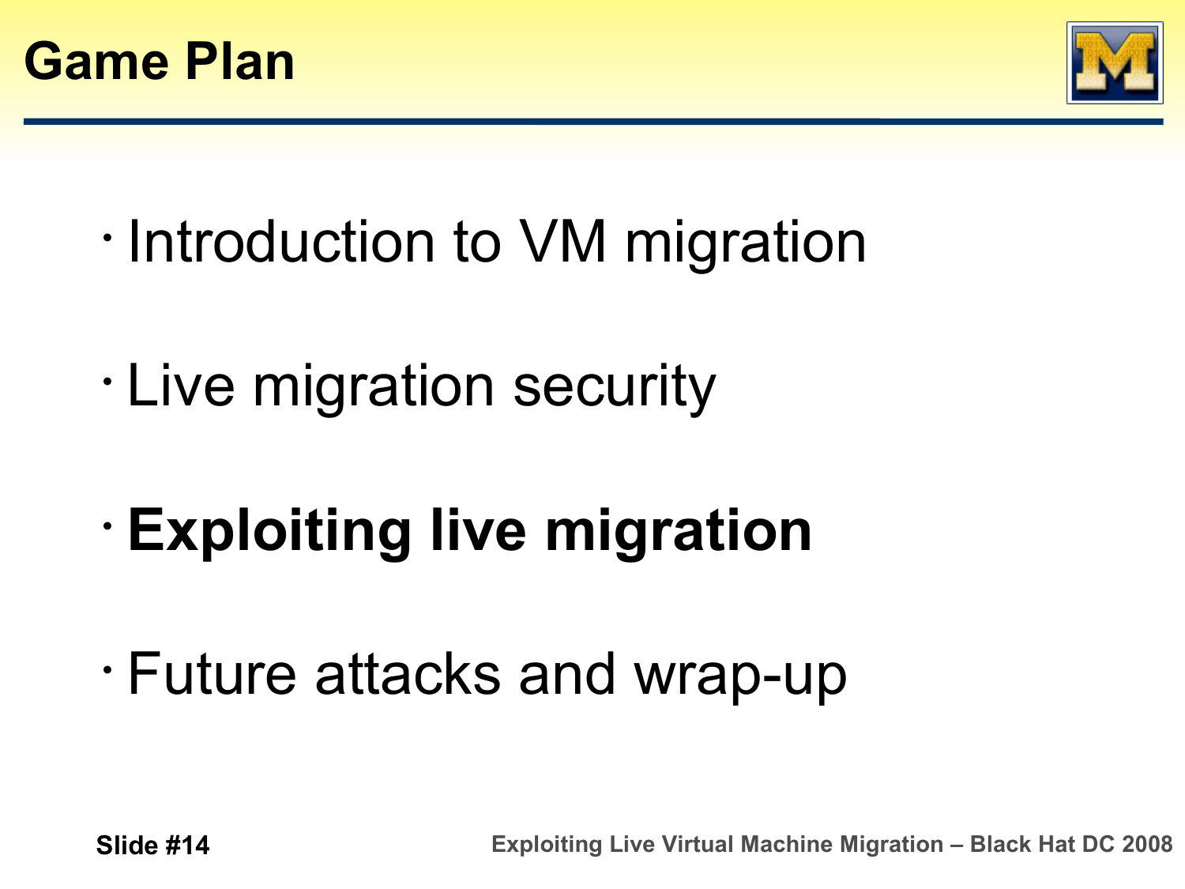# Game Plan

- Introduction to VM migration
- Live migration security
- **Exploiting live migration**
- Future attacks and wrap-up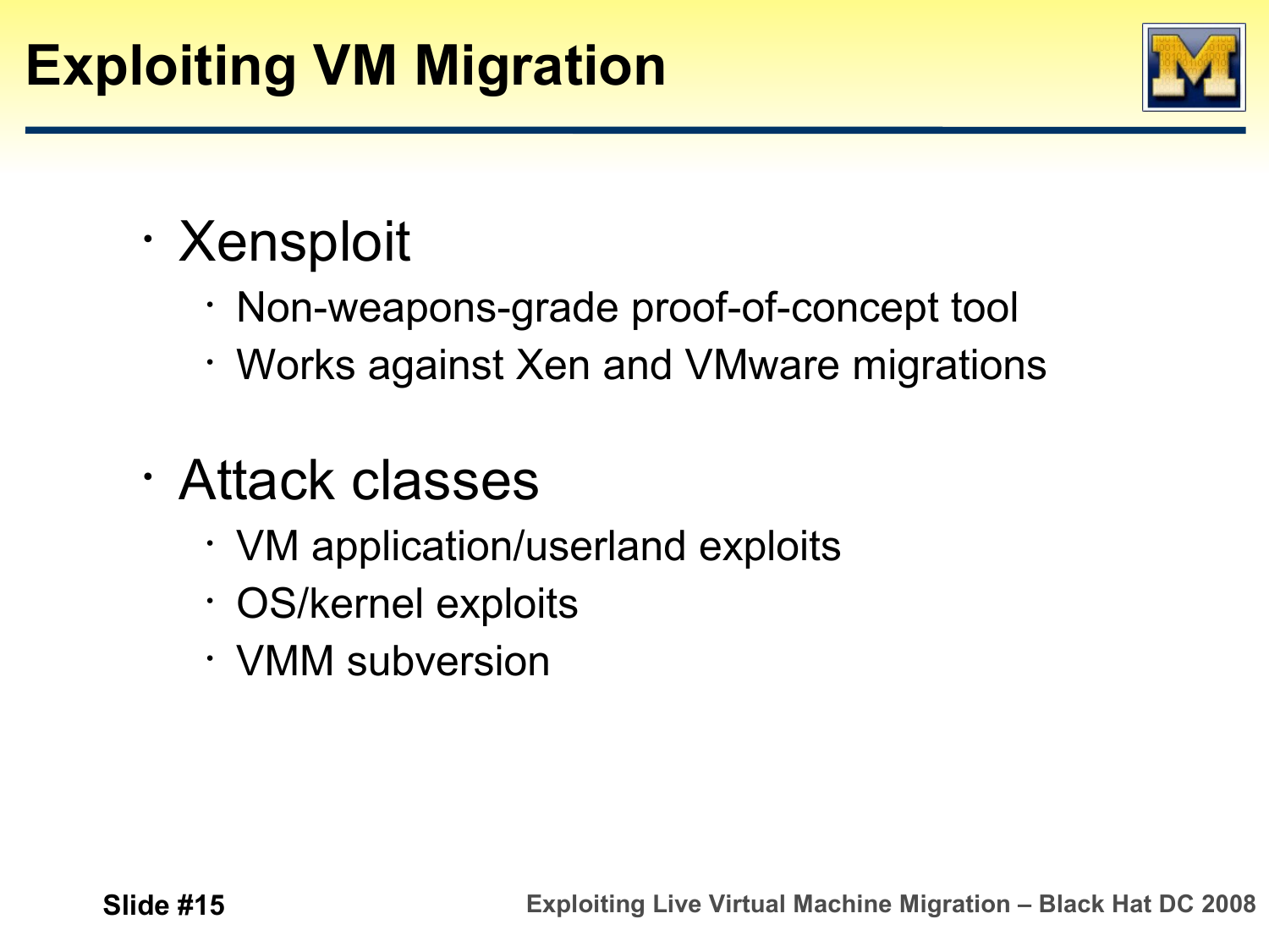# Exploiting VM Migration

- Xensploit
  - Non-weapons-grade proof-of-concept tool
  - Works against Xen and VMware migrations
- Attack classes
  - VM application/userland exploits
  - OS/kernel exploits
  - VMM subversion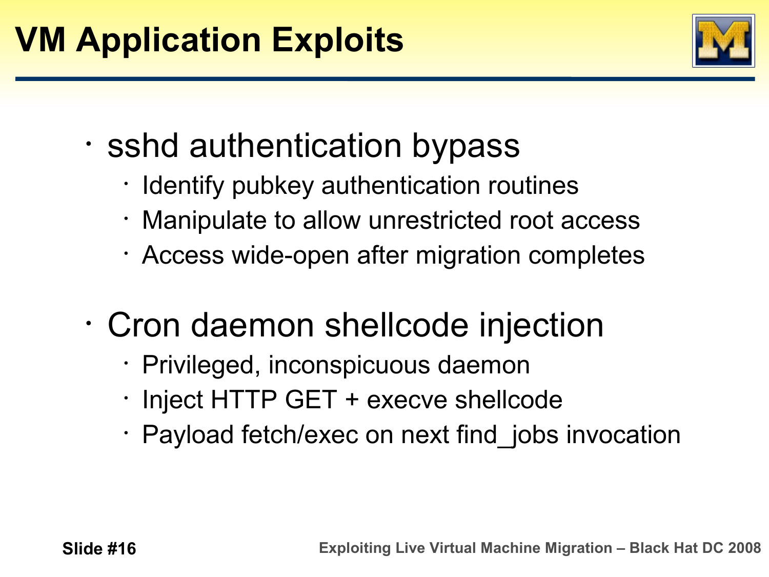# VM Application Exploits

- sshd authentication bypass
  - Identify pubkey authentication routines
  - Manipulate to allow unrestricted root access
  - Access wide-open after migration completes
- Cron daemon shellcode injection
  - Privileged, inconspicuous daemon
  - Inject HTTP GET + execve shellcode
  - Payload fetch/exec on next find_jobs invocation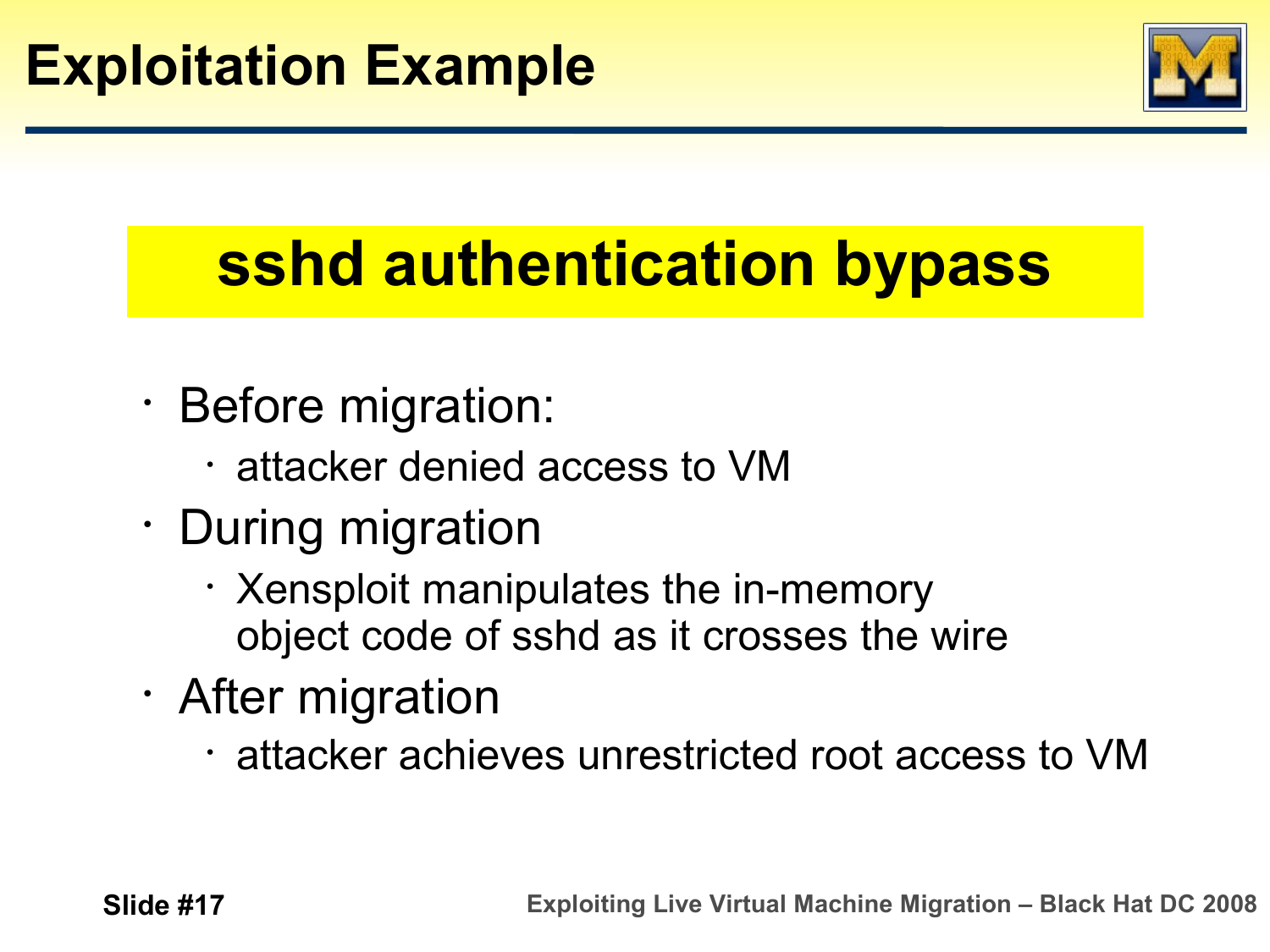# Exploitation Example

## sshd authentication bypass

- Before migration:
  - attacker denied access to VM
- During migration
  - Xensploit manipulates the in-memory object code of sshd as it crosses the wire
- After migration
  - attacker achieves unrestricted root access to VM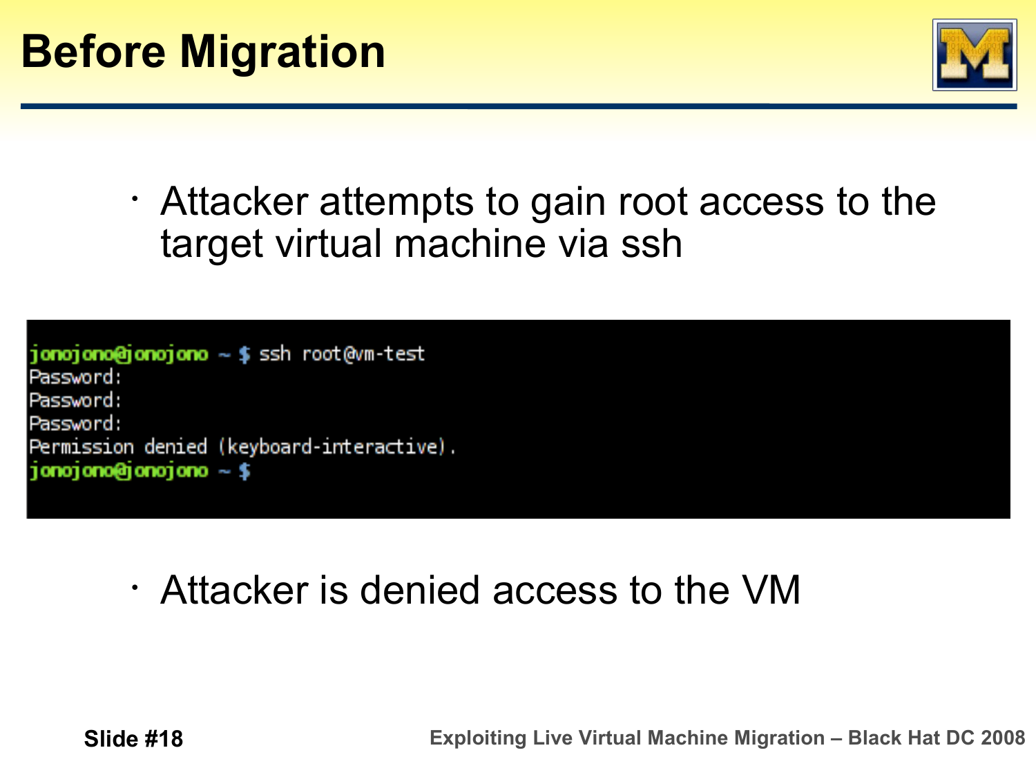# Before Migration

- Attacker attempts to gain root access to the target virtual machine via ssh

```
jonojono@jonojono ~ $ ssh root@vm-test
Password:
Password:
Password:
Permission denied (keyboard-interactive).
jonojono@jonojono ~ $
```

- Attacker is denied access to the VM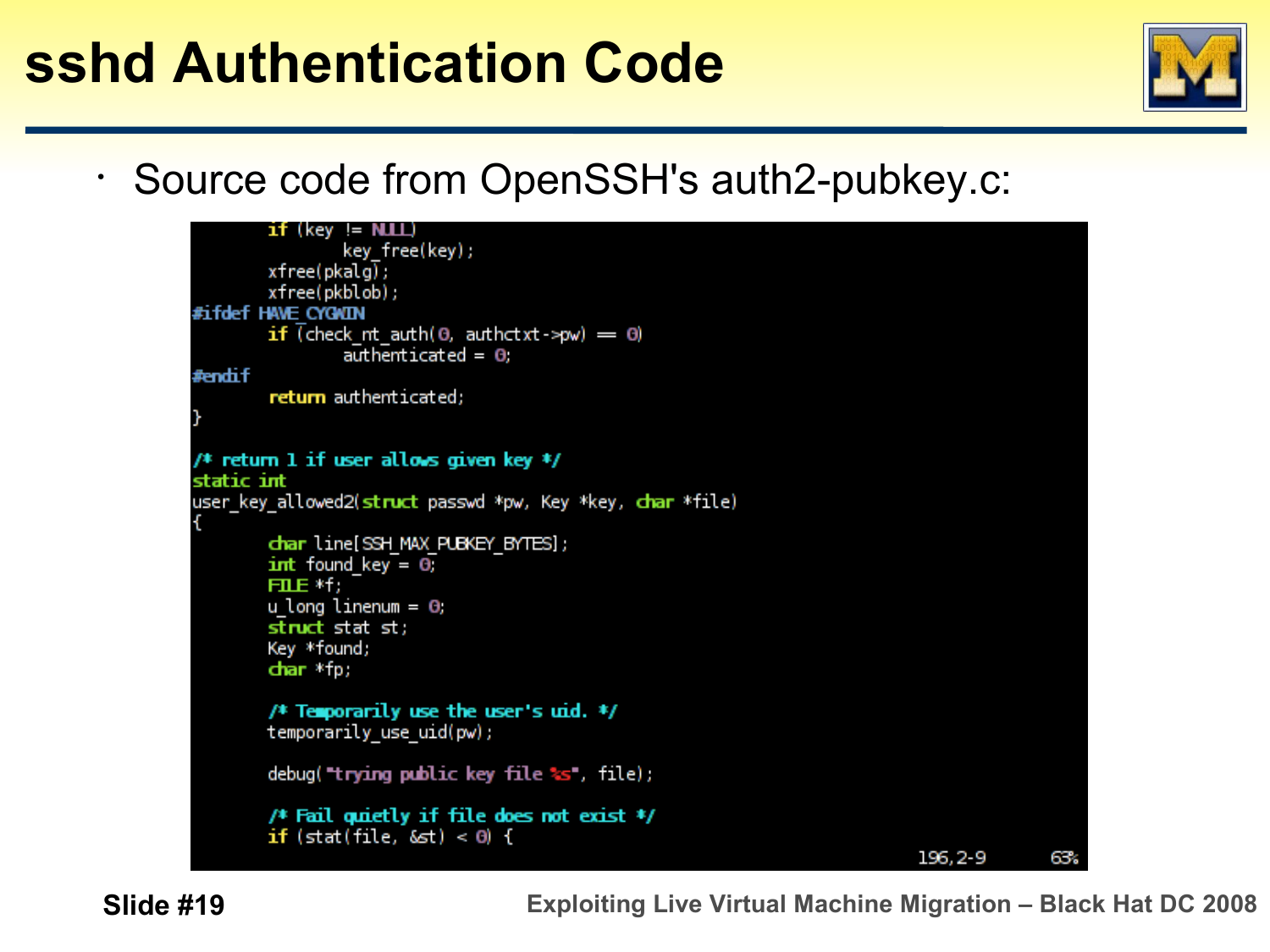# sshd Authentication Code

- Source code from OpenSSH's auth2-pubkey.c:

```
	if (key != NULL)
		key_free(key);
	xfree(pkalg);
	xfree(pkblob);
#ifdef HAVE_CYGWIN
	if (check_nt_auth(0, authctxt->pw) == 0)
		authenticated = 0;
#endif
	return authenticated;
}

/* return 1 if user allows given key */
static int
user_key_allowed2(struct passwd *pw, Key *key, char *file)
{
	char line[SSH_MAX_PUBKEY_BYTES];
	int found_key = 0;
	FILE *f;
	u_long linenum = 0;
	struct stat st;
	Key *found;
	char *fp;

	/* Temporarily use the user's uid. */
	temporarily_use_uid(pw);

	debug("trying public key file %s", file);

	/* Fail quietly if file does not exist */
	if (stat(file, &st) < 0) {
                                                              196,2-9       63%
```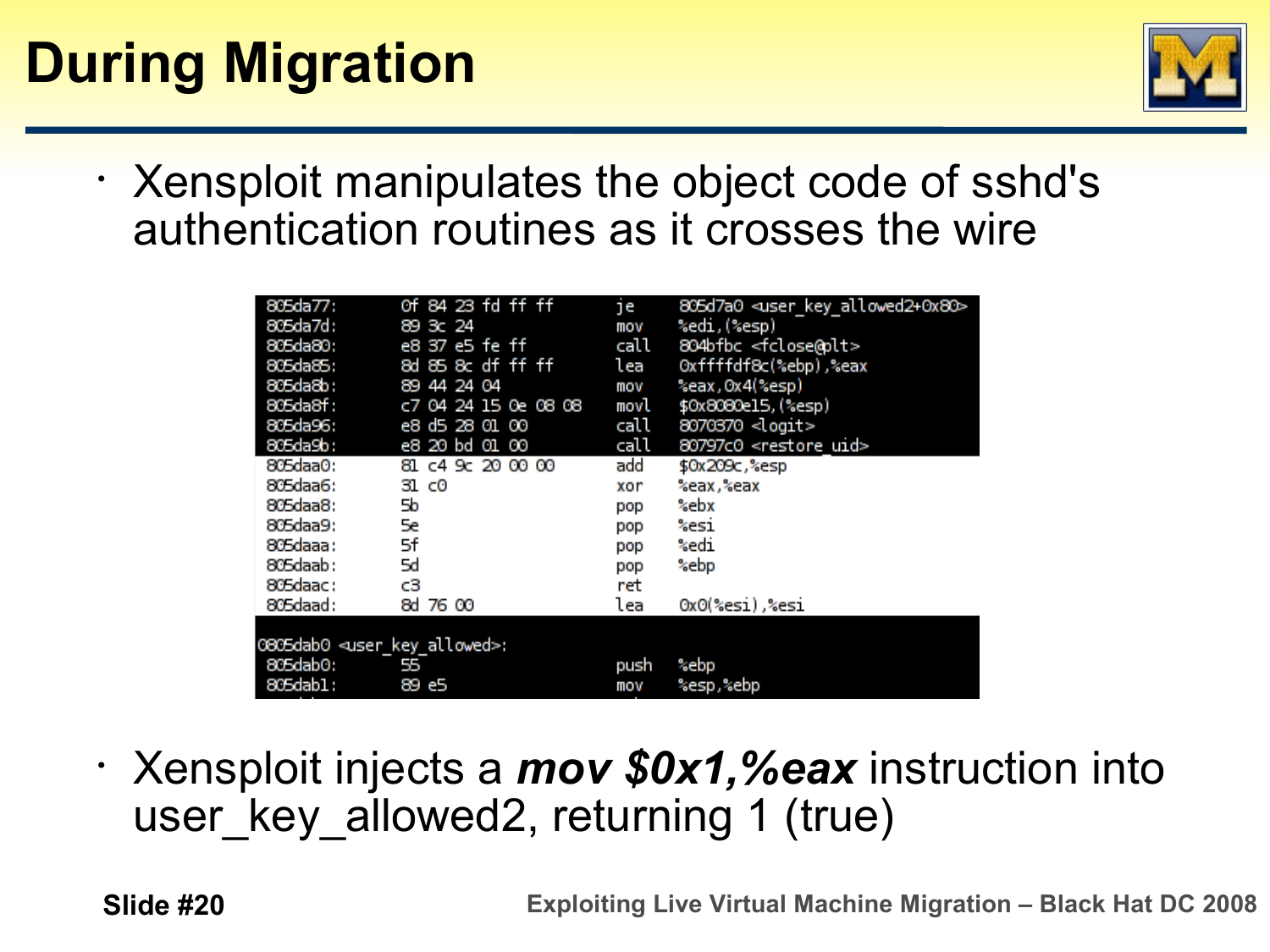# During Migration

- Xensploit manipulates the object code of sshd's authentication routines as it crosses the wire

```
805da77:	0f 84 23 fd ff ff	je	805d7a0 <user_key_allowed2+0x80>
805da7d:	89 3c 24		mov	%edi,(%esp)
805da80:	e8 37 e5 fe ff		call	804bfbc <fclose@plt>
805da85:	8d 85 8c df ff ff	lea	0xffffdf8c(%ebp),%eax
805da8b:	89 44 24 04		mov	%eax,0x4(%esp)
805da8f:	c7 04 24 15 0e 08 08	movl	$0x8080e15,(%esp)
805da96:	e8 d5 28 01 00		call	8070370 <logit>
805da9b:	e8 20 bd 01 00		call	80797c0 <restore_uid>
805daa0:	81 c4 9c 20 00 00	add	$0x209c,%esp
805daa6:	31 c0			xor	%eax,%eax
805daa8:	5b			pop	%ebx
805daa9:	5e			pop	%esi
805daaa:	5f			pop	%edi
805daab:	5d			pop	%ebp
805daac:	c3			ret
805daad:	8d 76 00		lea	0x0(%esi),%esi

0805dab0 <user_key_allowed>:
805dab0:	55			push	%ebp
805dab1:	89 e5			mov	%esp,%ebp
```

- Xensploit injects a ***mov $0x1,%eax*** instruction into user_key_allowed2, returning 1 (true)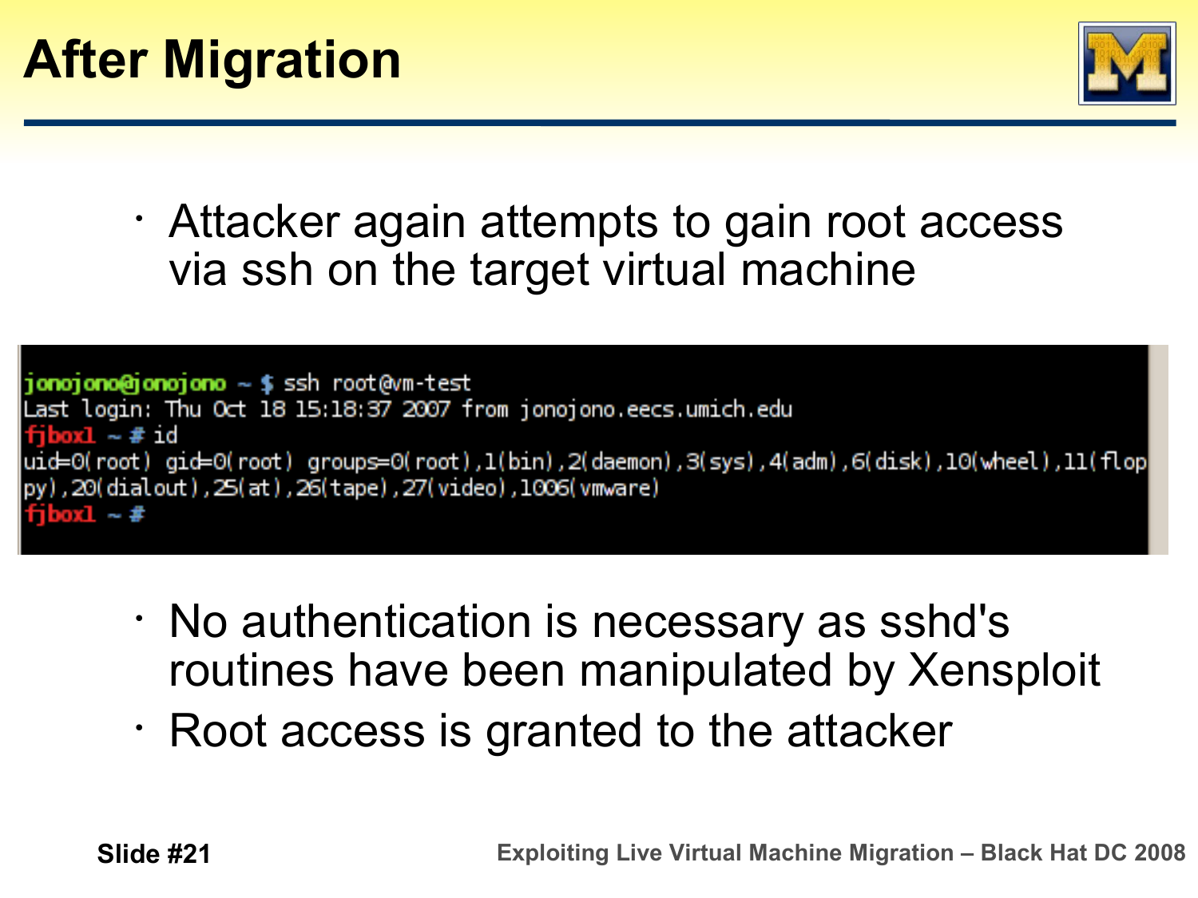# After Migration

- Attacker again attempts to gain root access via ssh on the target virtual machine

```
jonojono@jonojono ~ $ ssh root@vm-test
Last login: Thu Oct 18 15:18:37 2007 from jonojono.eecs.umich.edu
fjbox1 ~ # id
uid=0(root) gid=0(root) groups=0(root),1(bin),2(daemon),3(sys),4(adm),6(disk),10(wheel),11(floppy),20(dialout),25(at),26(tape),27(video),1006(vmware)
fjbox1 ~ #
```

- No authentication is necessary as sshd's routines have been manipulated by Xensploit
- Root access is granted to the attacker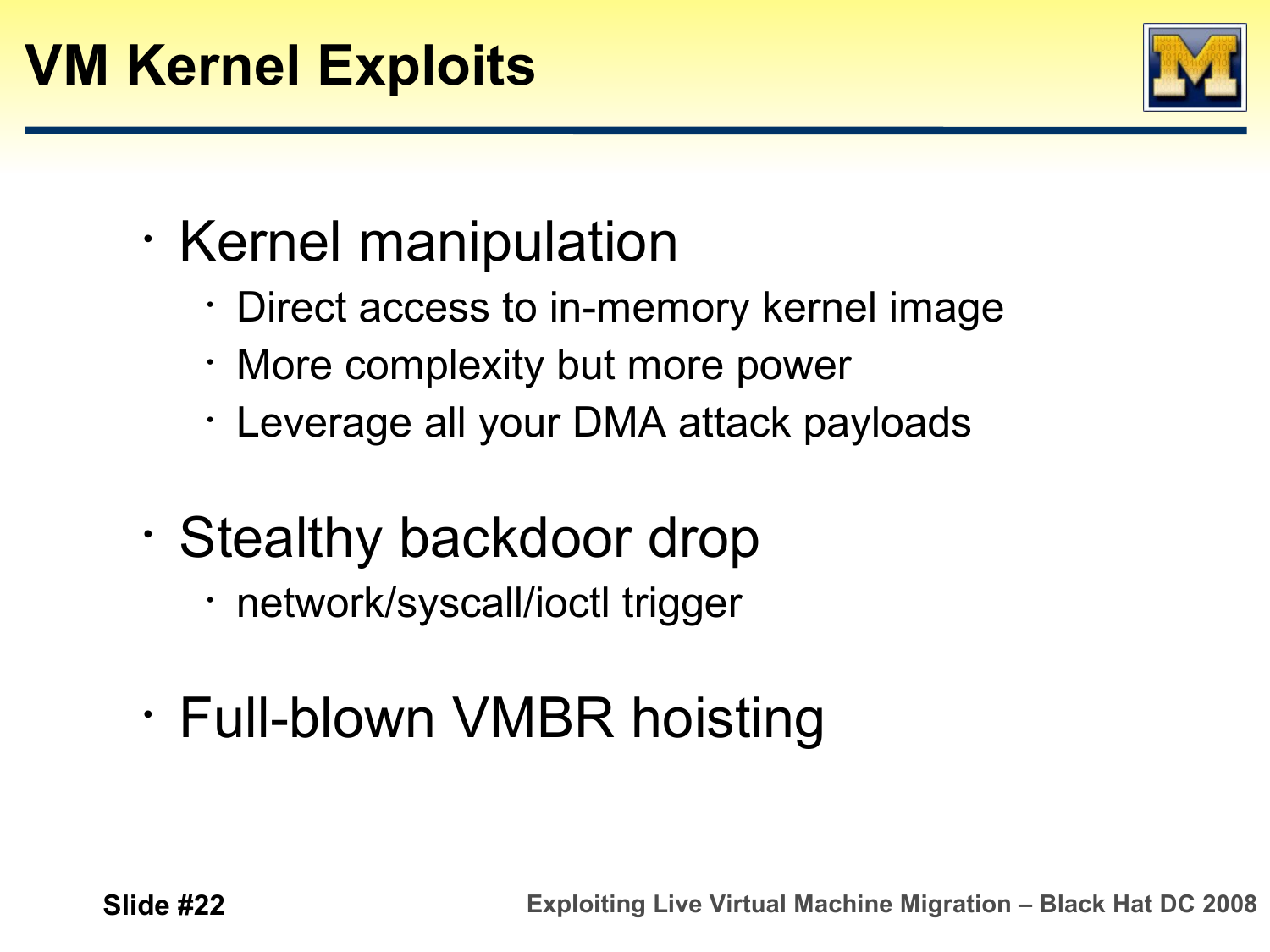# VM Kernel Exploits

- Kernel manipulation
  - Direct access to in-memory kernel image
  - More complexity but more power
  - Leverage all your DMA attack payloads
- Stealthy backdoor drop
  - network/syscall/ioctl trigger
- Full-blown VMBR hoisting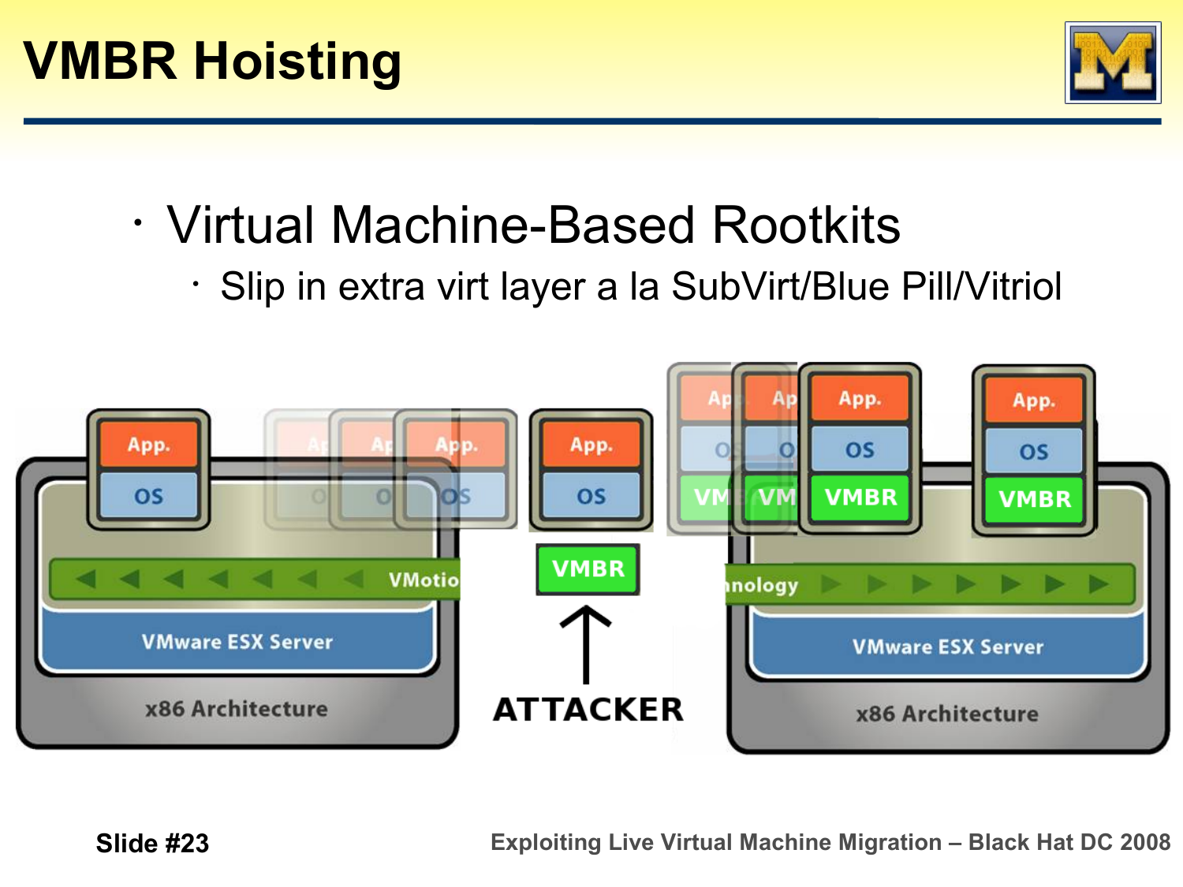# VMBR Hoisting

- Virtual Machine-Based Rootkits
  - Slip in extra virt layer a la SubVirt/Blue Pill/Vitriol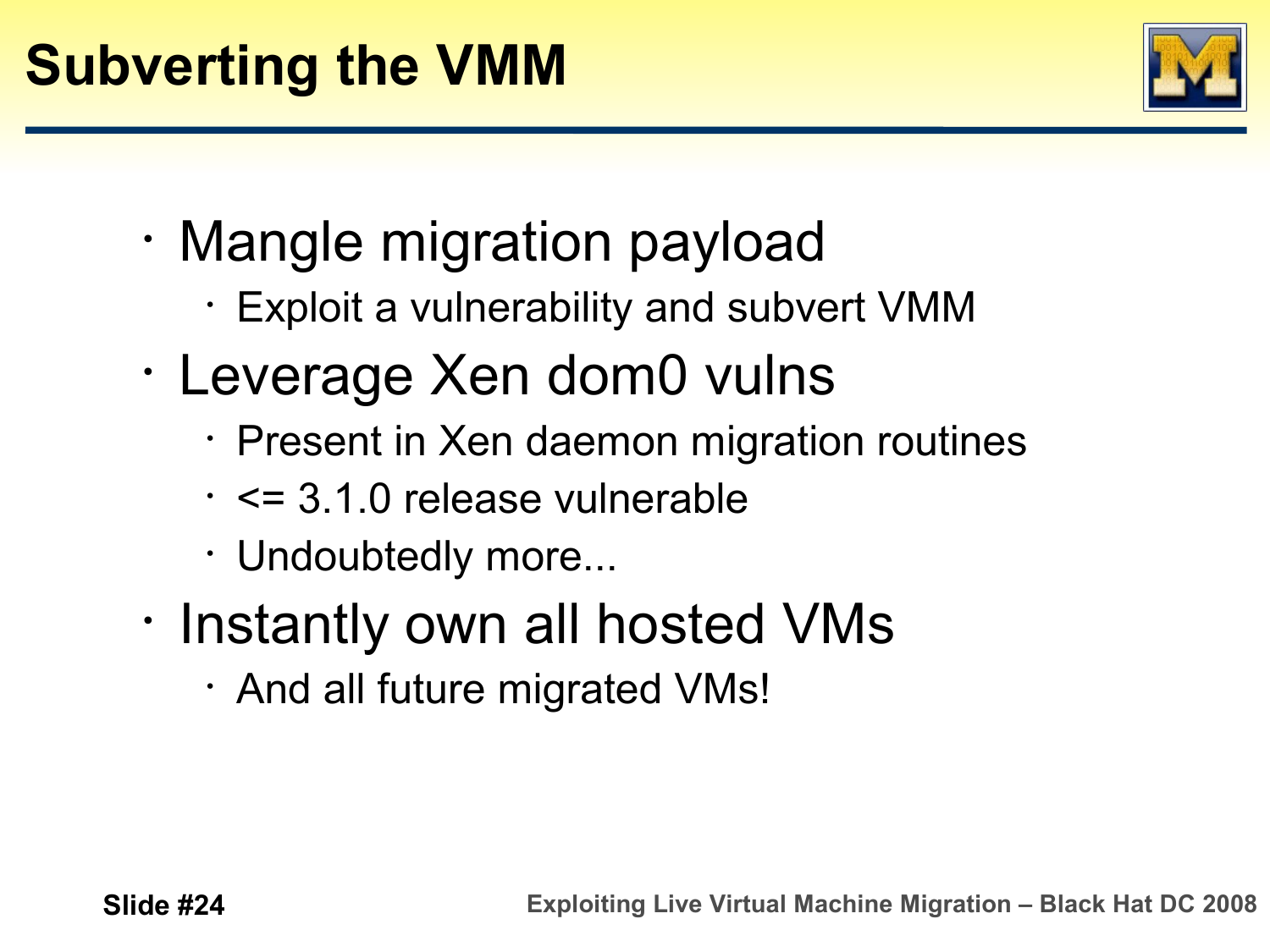# Subverting the VMM

- Mangle migration payload
  - Exploit a vulnerability and subvert VMM
- Leverage Xen dom0 vulns
  - Present in Xen daemon migration routines
  - <= 3.1.0 release vulnerable
  - Undoubtedly more...
- Instantly own all hosted VMs
  - And all future migrated VMs!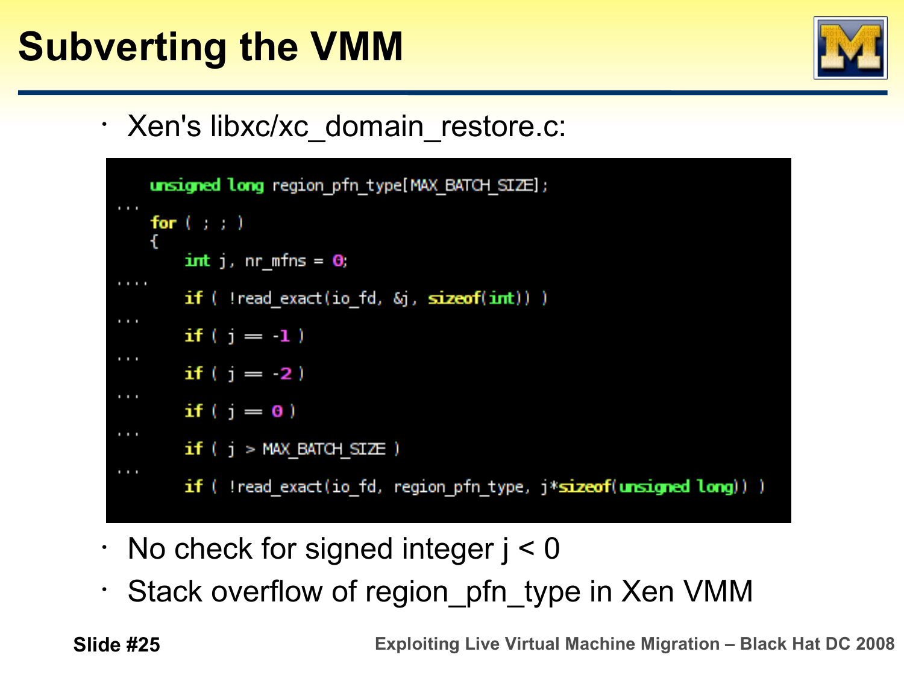# Subverting the VMM

- Xen's libxc/xc_domain_restore.c:

```
    unsigned long region_pfn_type[MAX_BATCH_SIZE];
...
    for ( ; ; )
    {
        int j, nr_mfns = 0;
....
        if ( !read_exact(io_fd, &j, sizeof(int)) )
...
        if ( j == -1 )
...
        if ( j == -2 )
...
        if ( j == 0 )
...
        if ( j > MAX_BATCH_SIZE )
...
        if ( !read_exact(io_fd, region_pfn_type, j*sizeof(unsigned long)) )
```

- No check for signed integer j < 0
- Stack overflow of region_pfn_type in Xen VMM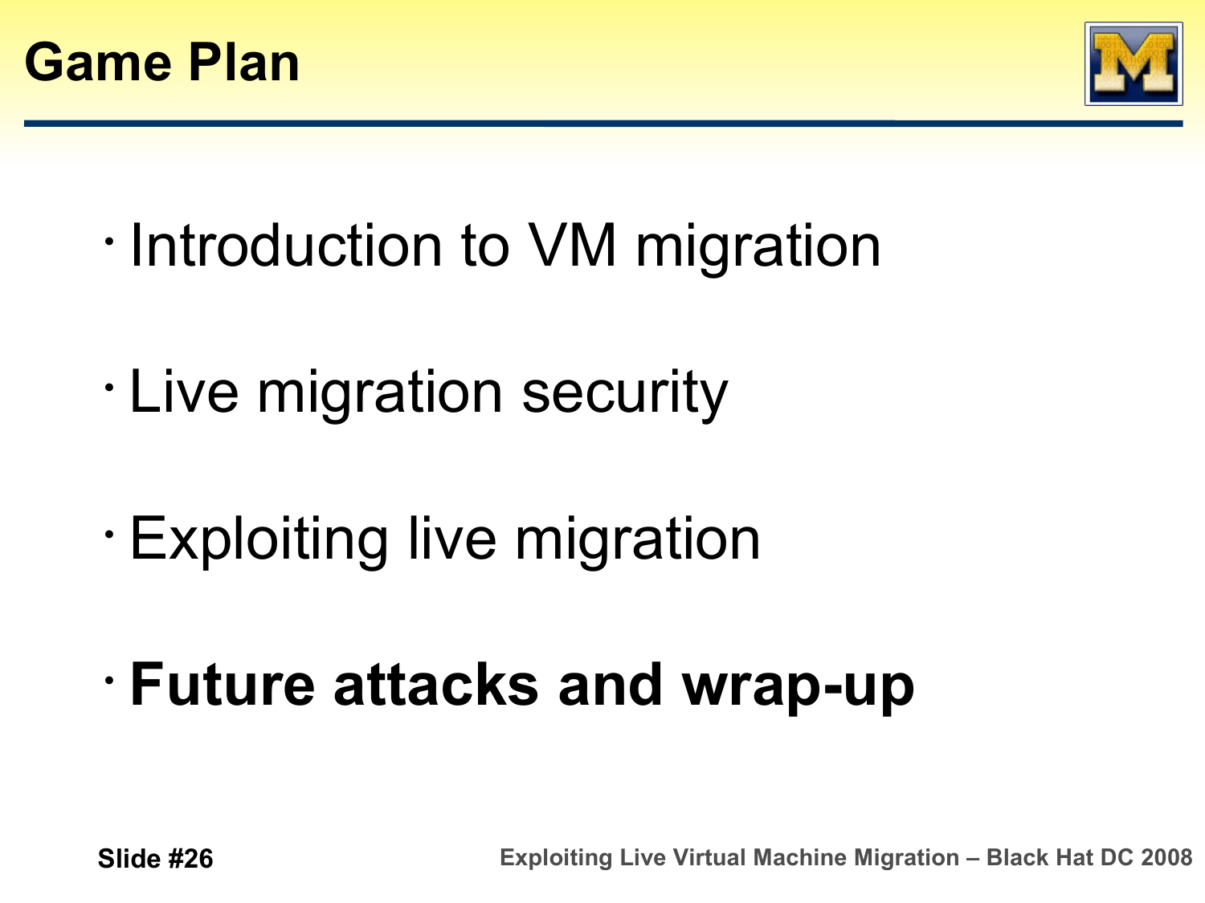# Game Plan

- Introduction to VM migration
- Live migration security
- Exploiting live migration
- **Future attacks and wrap-up**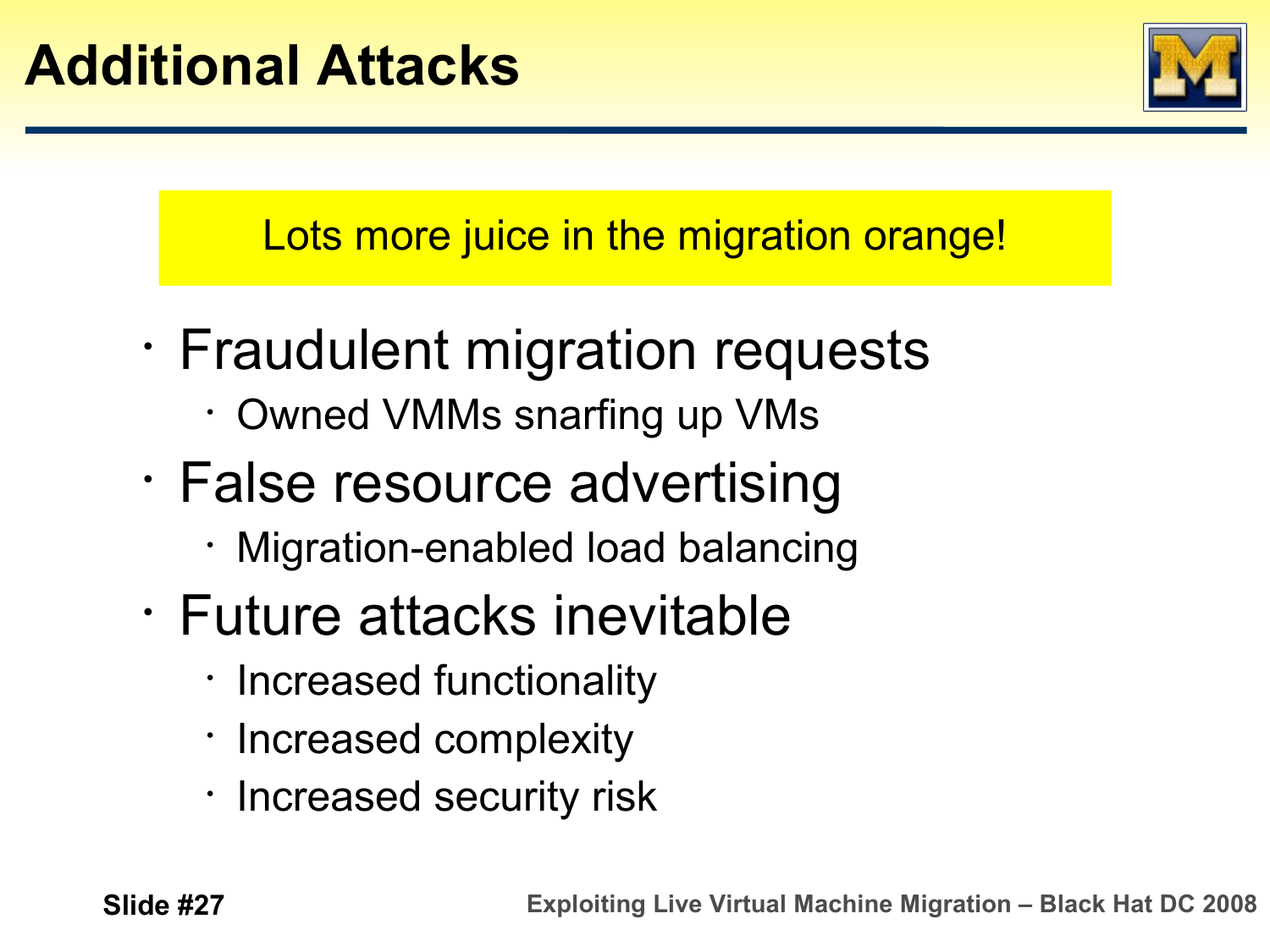# Additional Attacks

Lots more juice in the migration orange!

- Fraudulent migration requests
  - Owned VMMs snarfing up VMs
- False resource advertising
  - Migration-enabled load balancing
- Future attacks inevitable
  - Increased functionality
  - Increased complexity
  - Increased security risk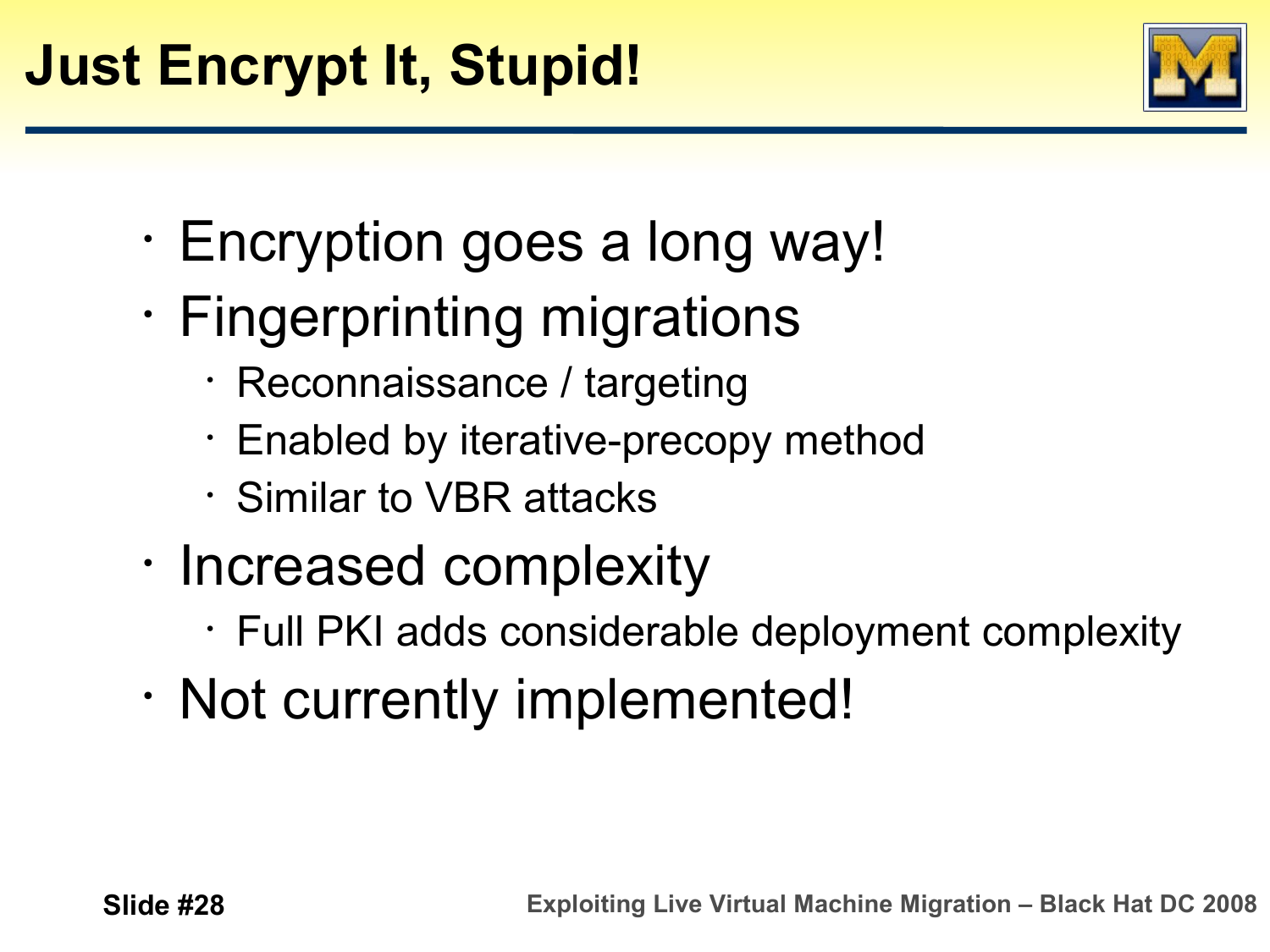# Just Encrypt It, Stupid!

- Encryption goes a long way!
- Fingerprinting migrations
  - Reconnaissance / targeting
  - Enabled by iterative-precopy method
  - Similar to VBR attacks
- Increased complexity
  - Full PKI adds considerable deployment complexity
- Not currently implemented!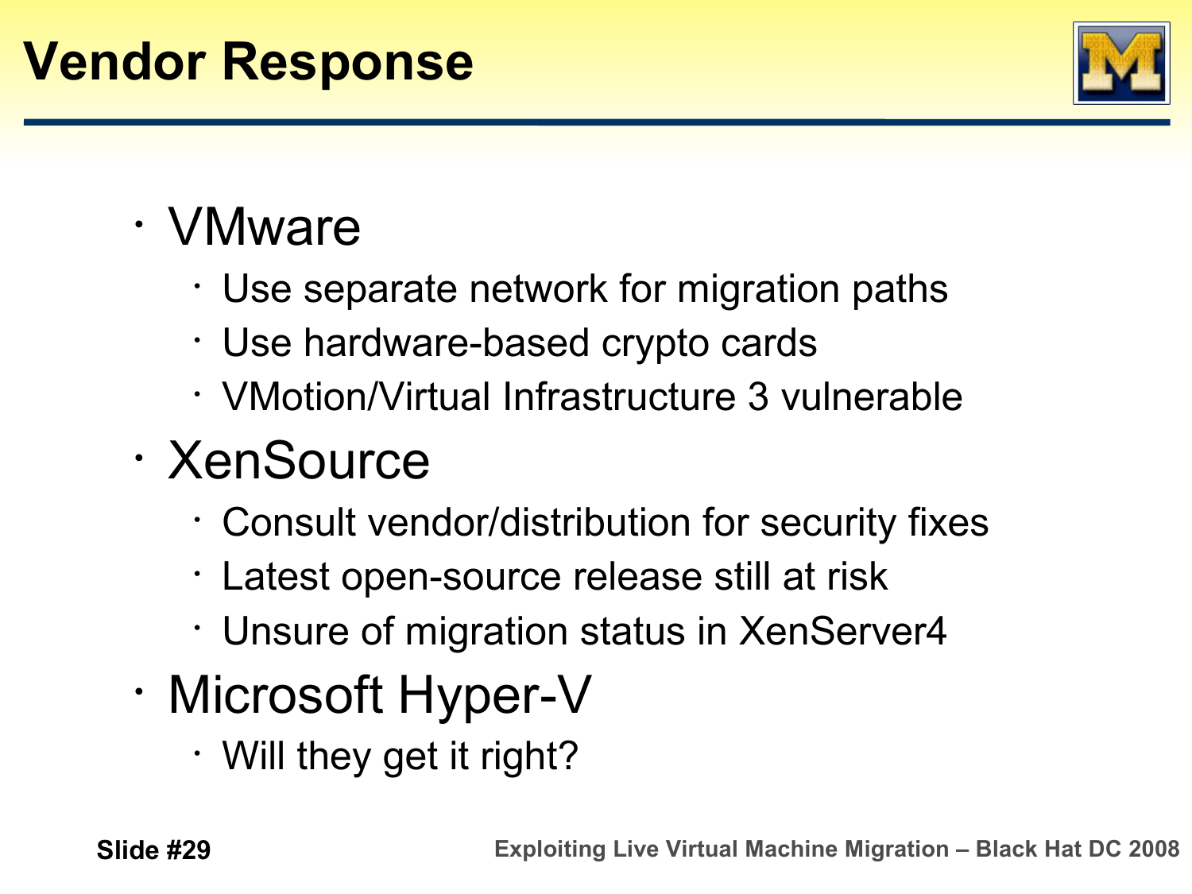# Vendor Response

- VMware
  - Use separate network for migration paths
  - Use hardware-based crypto cards
  - VMotion/Virtual Infrastructure 3 vulnerable
- XenSource
  - Consult vendor/distribution for security fixes
  - Latest open-source release still at risk
  - Unsure of migration status in XenServer4
- Microsoft Hyper-V
  - Will they get it right?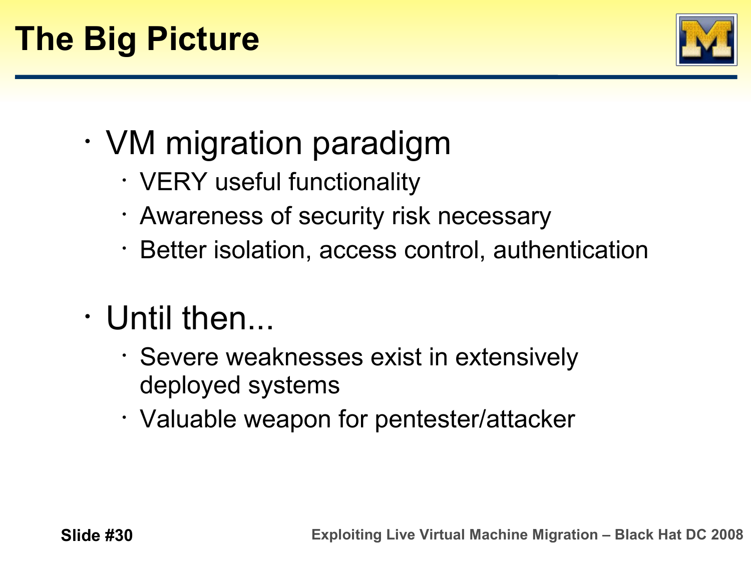# The Big Picture

- VM migration paradigm
  - VERY useful functionality
  - Awareness of security risk necessary
  - Better isolation, access control, authentication
- Until then...
  - Severe weaknesses exist in extensively deployed systems
  - Valuable weapon for pentester/attacker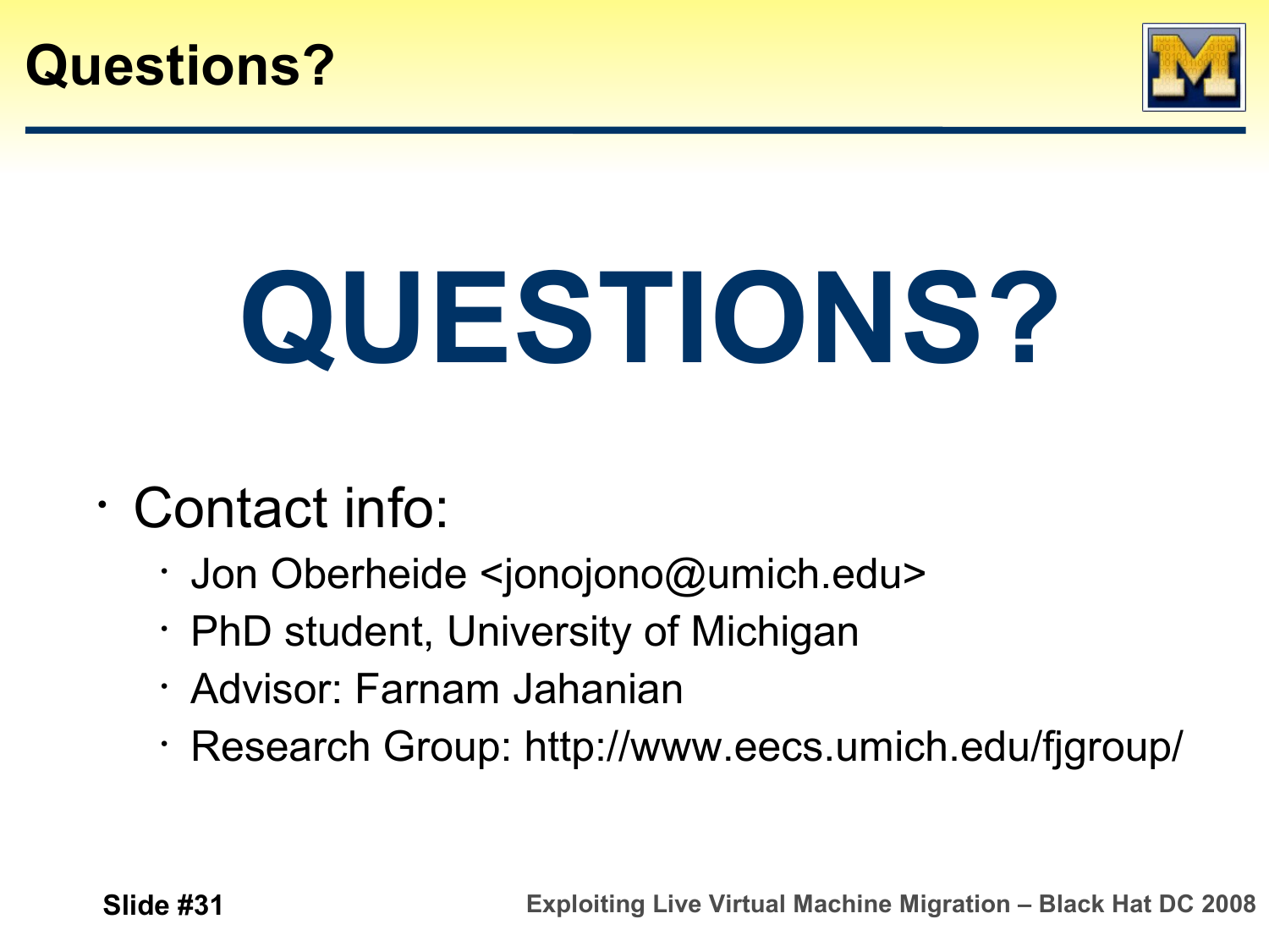# Questions?

# QUESTIONS?

- Contact info:
  - Jon Oberheide <jonojono@umich.edu>
  - PhD student, University of Michigan
  - Advisor: Farnam Jahanian
  - Research Group: http://www.eecs.umich.edu/fjgroup/